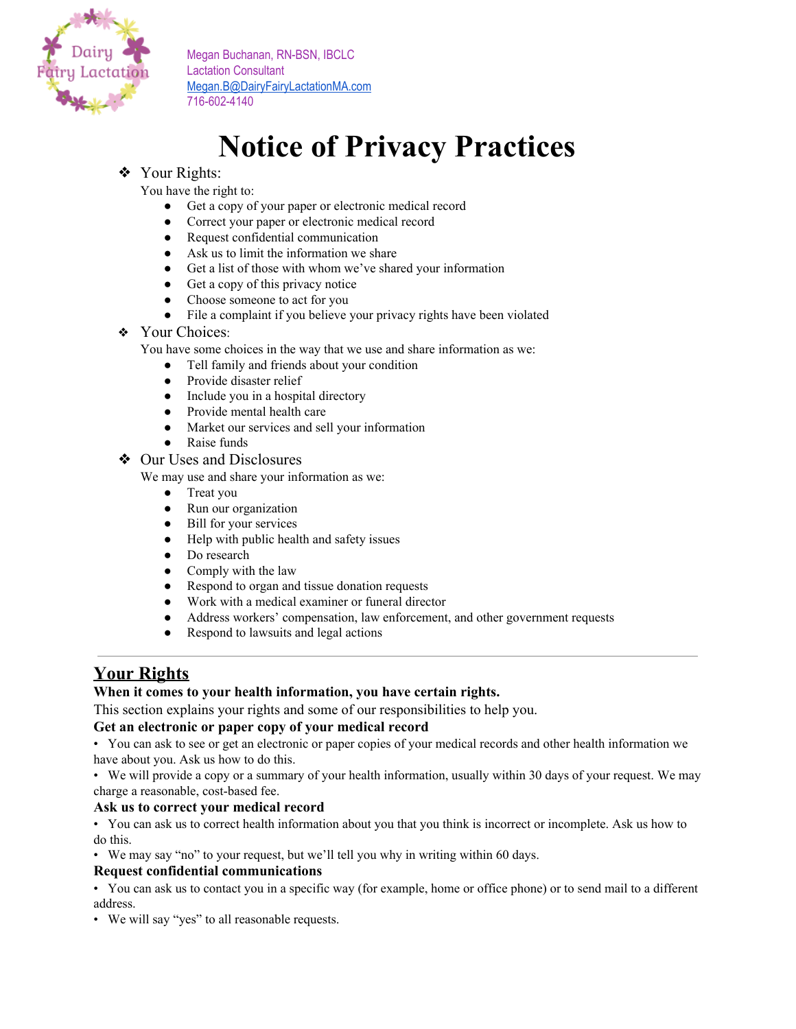Megan Buchanan, RN-BSN, IBCLC
Lactation Consultant
Megan.B@DairyFairyLactationMA.com
716-602-4140

# Notice of Privacy Practices

❖ Your Rights:

You have the right to:

- Get a copy of your paper or electronic medical record
- Correct your paper or electronic medical record
- Request confidential communication
- Ask us to limit the information we share
- Get a list of those with whom we've shared your information
- Get a copy of this privacy notice
- Choose someone to act for you
- File a complaint if you believe your privacy rights have been violated

❖ Your Choices:

You have some choices in the way that we use and share information as we:

- Tell family and friends about your condition
- Provide disaster relief
- Include you in a hospital directory
- Provide mental health care
- Market our services and sell your information
- Raise funds

❖ Our Uses and Disclosures

We may use and share your information as we:

- Treat you
- Run our organization
- Bill for your services
- Help with public health and safety issues
- Do research
- Comply with the law
- Respond to organ and tissue donation requests
- Work with a medical examiner or funeral director
- Address workers' compensation, law enforcement, and other government requests
- Respond to lawsuits and legal actions

---

## Your Rights

**When it comes to your health information, you have certain rights.**

This section explains your rights and some of our responsibilities to help you.

**Get an electronic or paper copy of your medical record**

- You can ask to see or get an electronic or paper copies of your medical records and other health information we have about you. Ask us how to do this.
- We will provide a copy or a summary of your health information, usually within 30 days of your request. We may charge a reasonable, cost-based fee.

**Ask us to correct your medical record**

- You can ask us to correct health information about you that you think is incorrect or incomplete. Ask us how to do this.
- We may say "no" to your request, but we'll tell you why in writing within 60 days.

**Request confidential communications**

- You can ask us to contact you in a specific way (for example, home or office phone) or to send mail to a different address.
- We will say "yes" to all reasonable requests.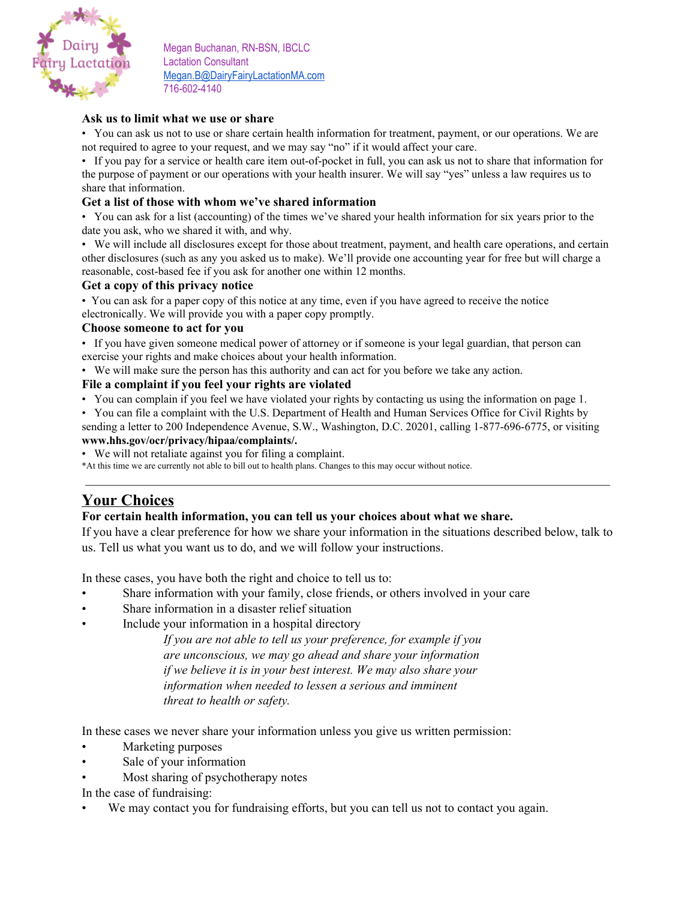Megan Buchanan, RN-BSN, IBCLC
Lactation Consultant
Megan.B@DairyFairyLactationMA.com
716-602-4140

**Ask us to limit what we use or share**

- You can ask us not to use or share certain health information for treatment, payment, or our operations. We are not required to agree to your request, and we may say "no" if it would affect your care.
- If you pay for a service or health care item out-of-pocket in full, you can ask us not to share that information for the purpose of payment or our operations with your health insurer. We will say "yes" unless a law requires us to share that information.

**Get a list of those with whom we've shared information**

- You can ask for a list (accounting) of the times we've shared your health information for six years prior to the date you ask, who we shared it with, and why.
- We will include all disclosures except for those about treatment, payment, and health care operations, and certain other disclosures (such as any you asked us to make). We'll provide one accounting year for free but will charge a reasonable, cost-based fee if you ask for another one within 12 months.

**Get a copy of this privacy notice**

- You can ask for a paper copy of this notice at any time, even if you have agreed to receive the notice electronically. We will provide you with a paper copy promptly.

**Choose someone to act for you**

- If you have given someone medical power of attorney or if someone is your legal guardian, that person can exercise your rights and make choices about your health information.
- We will make sure the person has this authority and can act for you before we take any action.

**File a complaint if you feel your rights are violated**

- You can complain if you feel we have violated your rights by contacting us using the information on page 1.
- You can file a complaint with the U.S. Department of Health and Human Services Office for Civil Rights by sending a letter to 200 Independence Avenue, S.W., Washington, D.C. 20201, calling 1-877-696-6775, or visiting **www.hhs.gov/ocr/privacy/hipaa/complaints/.**
- We will not retaliate against you for filing a complaint.

*At this time we are currently not able to bill out to health plans. Changes to this may occur without notice.

---

## Your Choices

**For certain health information, you can tell us your choices about what we share.**

If you have a clear preference for how we share your information in the situations described below, talk to us. Tell us what you want us to do, and we will follow your instructions.

In these cases, you have both the right and choice to tell us to:

- Share information with your family, close friends, or others involved in your care
- Share information in a disaster relief situation
- Include your information in a hospital directory

*If you are not able to tell us your preference, for example if you are unconscious, we may go ahead and share your information if we believe it is in your best interest. We may also share your information when needed to lessen a serious and imminent threat to health or safety.*

In these cases we never share your information unless you give us written permission:

- Marketing purposes
- Sale of your information
- Most sharing of psychotherapy notes

In the case of fundraising:

- We may contact you for fundraising efforts, but you can tell us not to contact you again.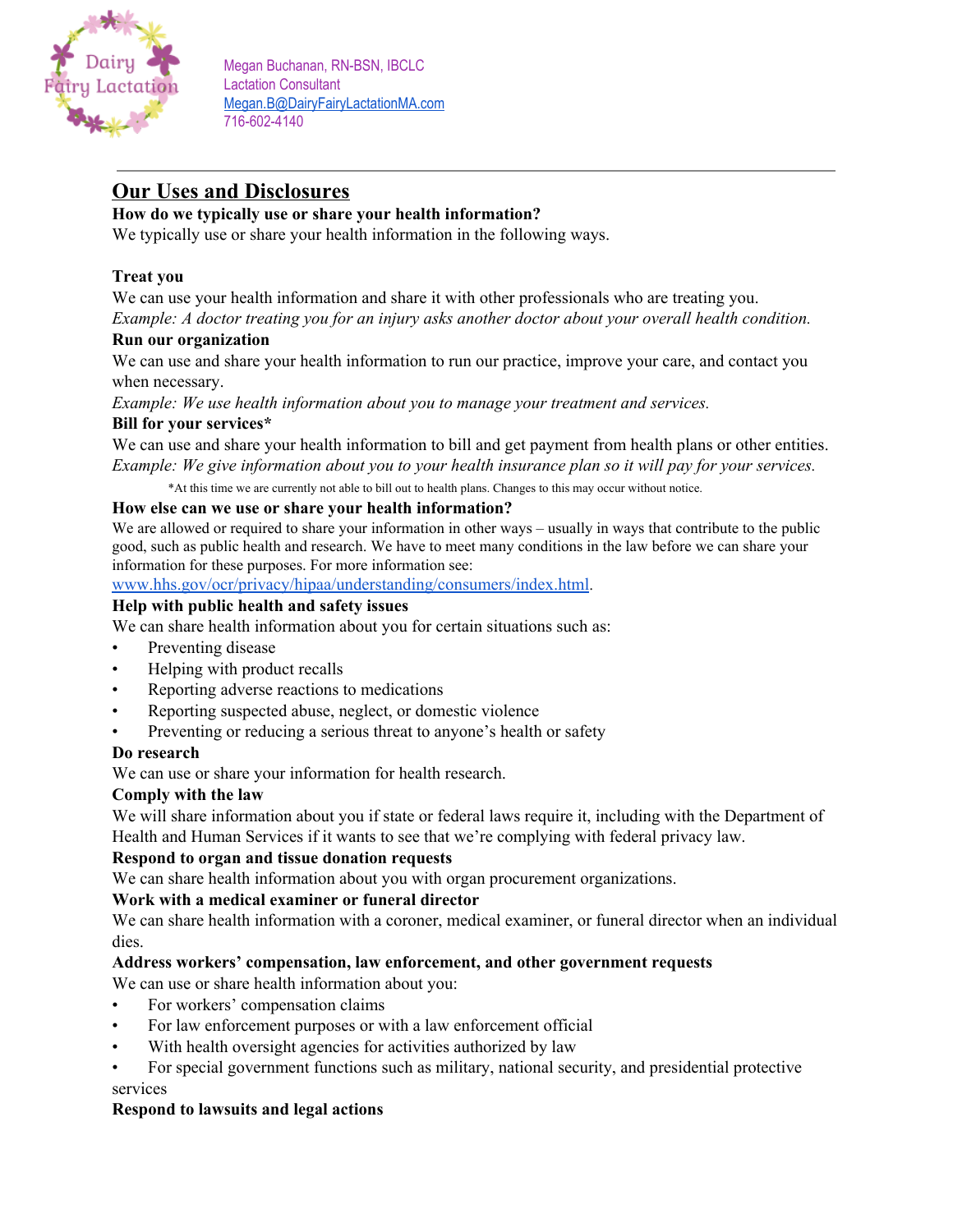Megan Buchanan, RN-BSN, IBCLC
Lactation Consultant
Megan.B@DairyFairyLactationMA.com
716-602-4140

---

## Our Uses and Disclosures

**How do we typically use or share your health information?**

We typically use or share your health information in the following ways.

**Treat you**

We can use your health information and share it with other professionals who are treating you.

*Example: A doctor treating you for an injury asks another doctor about your overall health condition.*

**Run our organization**

We can use and share your health information to run our practice, improve your care, and contact you when necessary.

*Example: We use health information about you to manage your treatment and services.*

**Bill for your services***

We can use and share your health information to bill and get payment from health plans or other entities.

*Example: We give information about you to your health insurance plan so it will pay for your services.*

*At this time we are currently not able to bill out to health plans. Changes to this may occur without notice.

**How else can we use or share your health information?**

We are allowed or required to share your information in other ways – usually in ways that contribute to the public good, such as public health and research. We have to meet many conditions in the law before we can share your information for these purposes. For more information see: www.hhs.gov/ocr/privacy/hipaa/understanding/consumers/index.html.

**Help with public health and safety issues**

We can share health information about you for certain situations such as:

- Preventing disease
- Helping with product recalls
- Reporting adverse reactions to medications
- Reporting suspected abuse, neglect, or domestic violence
- Preventing or reducing a serious threat to anyone's health or safety

**Do research**

We can use or share your information for health research.

**Comply with the law**

We will share information about you if state or federal laws require it, including with the Department of Health and Human Services if it wants to see that we're complying with federal privacy law.

**Respond to organ and tissue donation requests**

We can share health information about you with organ procurement organizations.

**Work with a medical examiner or funeral director**

We can share health information with a coroner, medical examiner, or funeral director when an individual dies.

**Address workers' compensation, law enforcement, and other government requests**

We can use or share health information about you:

- For workers' compensation claims
- For law enforcement purposes or with a law enforcement official
- With health oversight agencies for activities authorized by law
- For special government functions such as military, national security, and presidential protective services

**Respond to lawsuits and legal actions**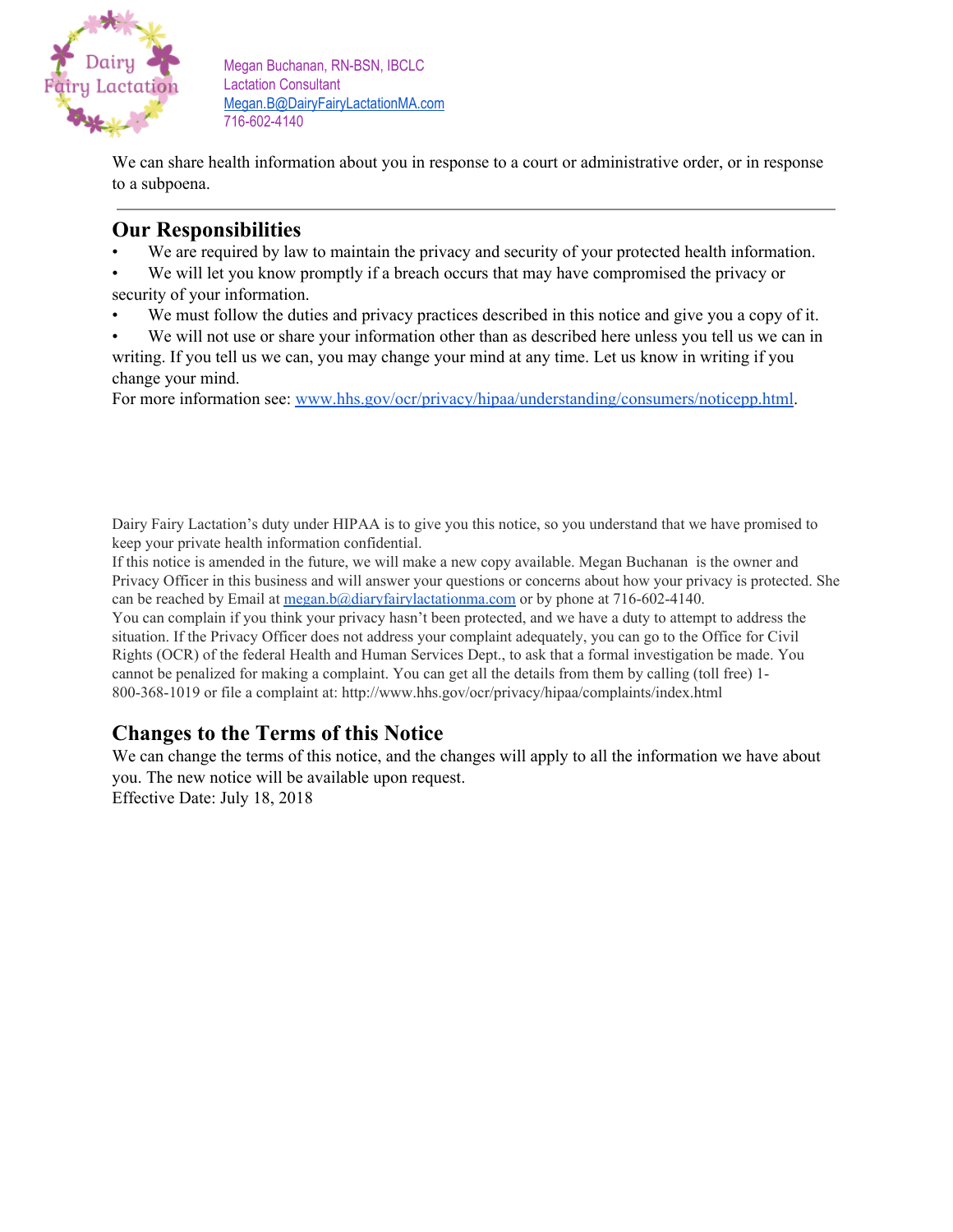We can share health information about you in response to a court or administrative order, or in response to a subpoena.

---

## Our Responsibilities

- We are required by law to maintain the privacy and security of your protected health information.
- We will let you know promptly if a breach occurs that may have compromised the privacy or security of your information.
- We must follow the duties and privacy practices described in this notice and give you a copy of it.
- We will not use or share your information other than as described here unless you tell us we can in writing. If you tell us we can, you may change your mind at any time. Let us know in writing if you change your mind.

For more information see: www.hhs.gov/ocr/privacy/hipaa/understanding/consumers/noticepp.html.

Dairy Fairy Lactation's duty under HIPAA is to give you this notice, so you understand that we have promised to keep your private health information confidential.

If this notice is amended in the future, we will make a new copy available. Megan Buchanan is the owner and Privacy Officer in this business and will answer your questions or concerns about how your privacy is protected. She can be reached by Email at megan.b@diaryfairylactationma.com or by phone at 716-602-4140.

You can complain if you think your privacy hasn't been protected, and we have a duty to attempt to address the situation. If the Privacy Officer does not address your complaint adequately, you can go to the Office for Civil Rights (OCR) of the federal Health and Human Services Dept., to ask that a formal investigation be made. You cannot be penalized for making a complaint. You can get all the details from them by calling (toll free) 1-800-368-1019 or file a complaint at: http://www.hhs.gov/ocr/privacy/hipaa/complaints/index.html

## Changes to the Terms of this Notice

We can change the terms of this notice, and the changes will apply to all the information we have about you. The new notice will be available upon request.

Effective Date: July 18, 2018